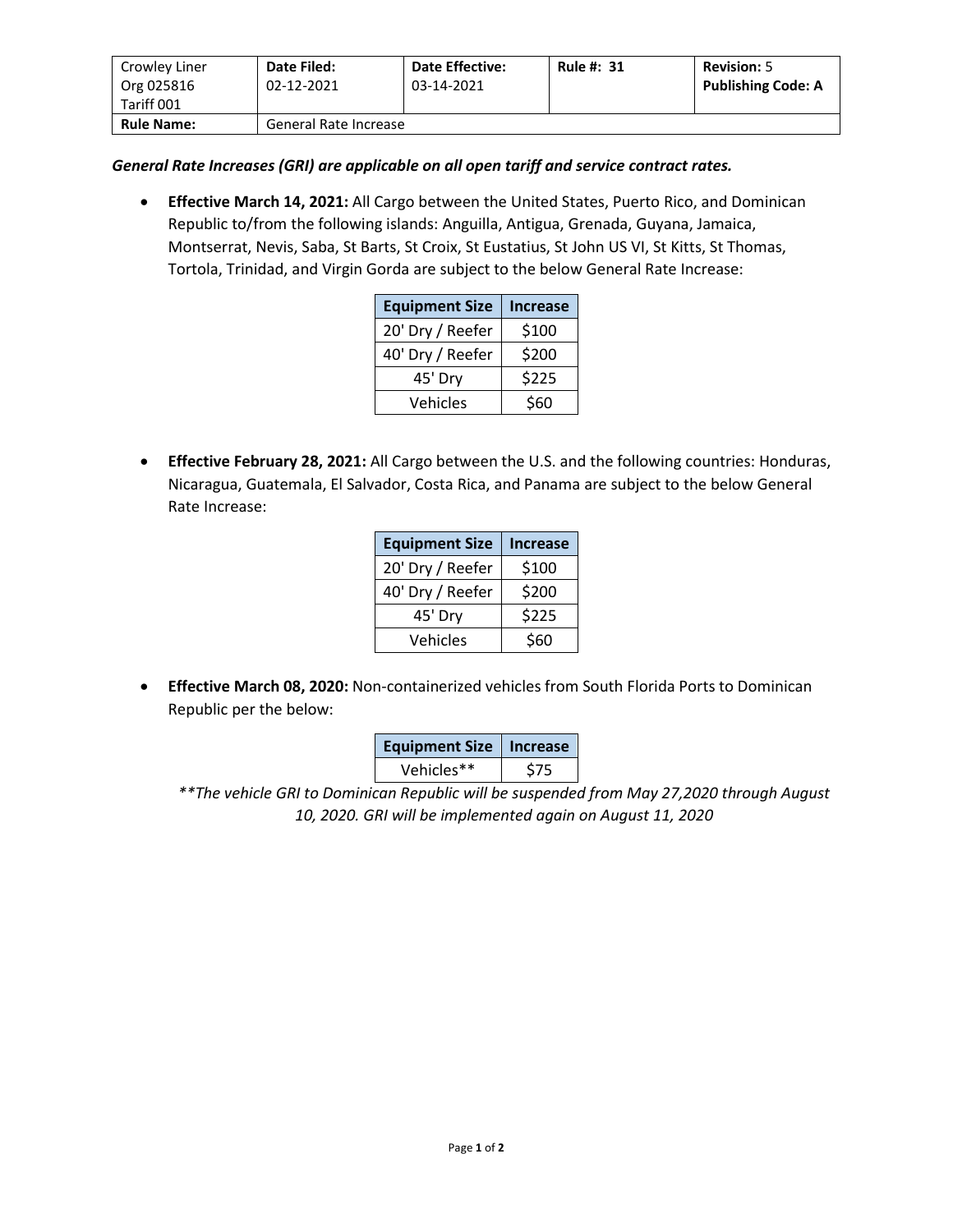| Crowley Liner Org 025816 Tariff 001 | **Date Filed:** 02-12-2021 | **Date Effective:** 03-14-2021 | **Rule #: 31** | **Revision:** 5 **Publishing Code: A** |
|---|---|---|---|---|
| **Rule Name:** | General Rate Increase | | | |

***General Rate Increases (GRI) are applicable on all open tariff and service contract rates.***

- **Effective March 14, 2021:** All Cargo between the United States, Puerto Rico, and Dominican Republic to/from the following islands: Anguilla, Antigua, Grenada, Guyana, Jamaica, Montserrat, Nevis, Saba, St Barts, St Croix, St Eustatius, St John US VI, St Kitts, St Thomas, Tortola, Trinidad, and Virgin Gorda are subject to the below General Rate Increase:

| Equipment Size | Increase |
|---|---|
| 20' Dry / Reefer | $100 |
| 40' Dry / Reefer | $200 |
| 45' Dry | $225 |
| Vehicles | $60 |

- **Effective February 28, 2021:** All Cargo between the U.S. and the following countries: Honduras, Nicaragua, Guatemala, El Salvador, Costa Rica, and Panama are subject to the below General Rate Increase:

| Equipment Size | Increase |
|---|---|
| 20' Dry / Reefer | $100 |
| 40' Dry / Reefer | $200 |
| 45' Dry | $225 |
| Vehicles | $60 |

- **Effective March 08, 2020:** Non-containerized vehicles from South Florida Ports to Dominican Republic per the below:

| Equipment Size | Increase |
|---|---|
| Vehicles** | $75 |

*\*\*The vehicle GRI to Dominican Republic will be suspended from May 27,2020 through August 10, 2020. GRI will be implemented again on August 11, 2020*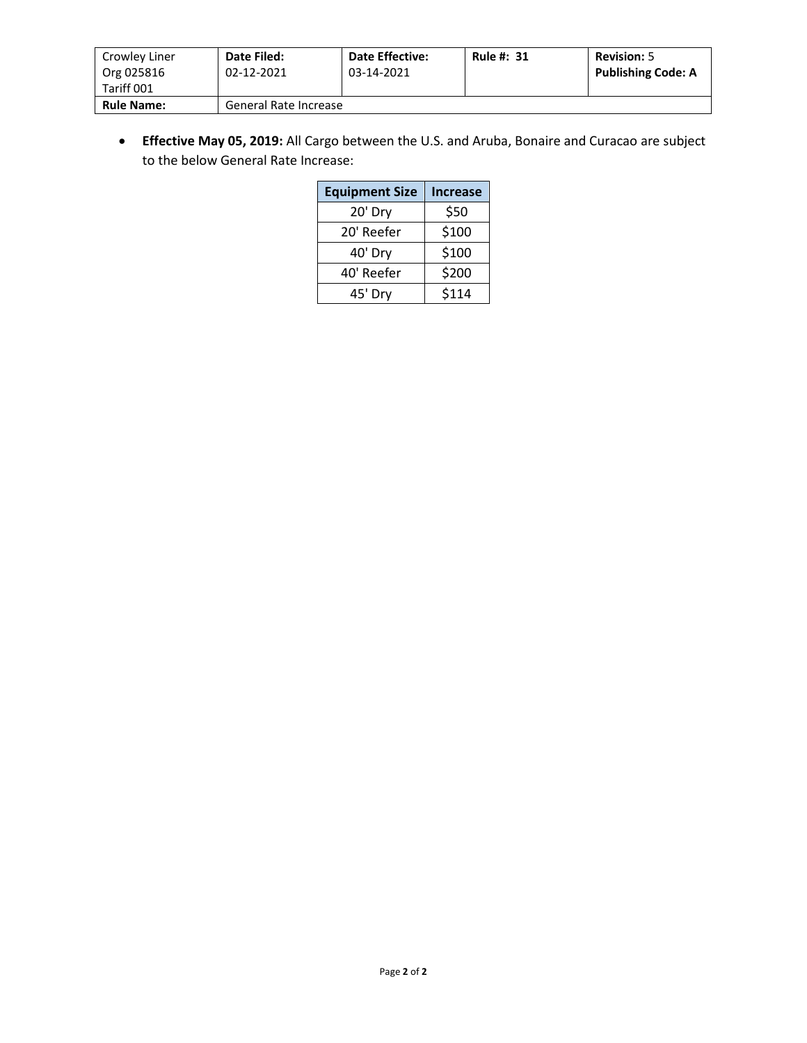- **Effective May 05, 2019:** All Cargo between the U.S. and Aruba, Bonaire and Curacao are subject to the below General Rate Increase:

| Equipment Size | Increase |
| --- | --- |
| 20' Dry | $50 |
| 20' Reefer | $100 |
| 40' Dry | $100 |
| 40' Reefer | $200 |
| 45' Dry | $114 |